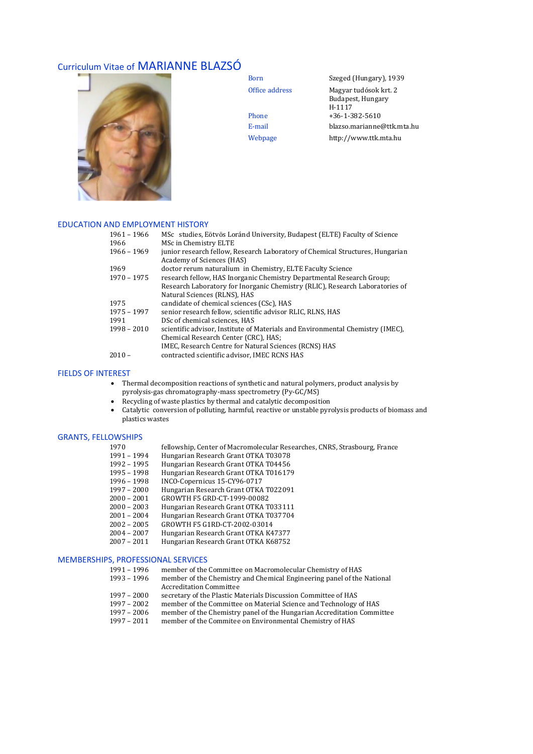# Curriculum Vitae of MARIANNE BLAZSÓ

| | |
|---|---|
| Born | Szeged (Hungary), 1939 |
| Office address | Magyar tudósok krt. 2<br>Budapest, Hungary<br>H-1117 |
| Phone | +36-1-382-5610 |
| E-mail | blazso.marianne@ttk.mta.hu |
| Webpage | http://www.ttk.mta.hu |

## EDUCATION AND EMPLOYMENT HISTORY

| | |
|---|---|
| 1961 – 1966 | MSc studies, Eötvös Loránd University, Budapest (ELTE) Faculty of Science |
| 1966 | MSc in Chemistry ELTE |
| 1966 – 1969 | junior research fellow, Research Laboratory of Chemical Structures, Hungarian Academy of Sciences (HAS) |
| 1969 | doctor rerum naturalium in Chemistry, ELTE Faculty Science |
| 1970 – 1975 | research fellow, HAS Inorganic Chemistry Departmental Research Group; Research Laboratory for Inorganic Chemistry (RLIC), Research Laboratories of Natural Sciences (RLNS), HAS |
| 1975 | candidate of chemical sciences (CSc), HAS |
| 1975 – 1997 | senior research fellow, scientific advisor RLIC, RLNS, HAS |
| 1991 | DSc of chemical sciences, HAS |
| 1998 – 2010 | scientific advisor, Institute of Materials and Environmental Chemistry (IMEC), Chemical Research Center (CRC), HAS;<br>IMEC, Research Centre for Natural Sciences (RCNS) HAS |
| 2010 – | contracted scientific advisor, IMEC RCNS HAS |

## FIELDS OF INTEREST

- Thermal decomposition reactions of synthetic and natural polymers, product analysis by pyrolysis-gas chromatography-mass spectrometry (Py-GC/MS)
- Recycling of waste plastics by thermal and catalytic decomposition
- Catalytic conversion of polluting, harmful, reactive or unstable pyrolysis products of biomass and plastics wastes

## GRANTS, FELLOWSHIPS

| | |
|---|---|
| 1970 | fellowship, Center of Macromolecular Researches, CNRS, Strasbourg, France |
| 1991 – 1994 | Hungarian Research Grant OTKA T03078 |
| 1992 – 1995 | Hungarian Research Grant OTKA T04456 |
| 1995 – 1998 | Hungarian Research Grant OTKA T016179 |
| 1996 – 1998 | INCO-Copernicus 15-CY96-0717 |
| 1997 – 2000 | Hungarian Research Grant OTKA T022091 |
| 2000 – 2001 | GROWTH F5 GRD-CT-1999-00082 |
| 2000 – 2003 | Hungarian Research Grant OTKA T033111 |
| 2001 – 2004 | Hungarian Research Grant OTKA T037704 |
| 2002 – 2005 | GROWTH F5 G1RD-CT-2002-03014 |
| 2004 – 2007 | Hungarian Research Grant OTKA K47377 |
| 2007 – 2011 | Hungarian Research Grant OTKA K68752 |

## MEMBERSHIPS, PROFESSIONAL SERVICES

| | |
|---|---|
| 1991 – 1996 | member of the Committee on Macromolecular Chemistry of HAS |
| 1993 – 1996 | member of the Chemistry and Chemical Engineering panel of the National Accreditation Committee |
| 1997 – 2000 | secretary of the Plastic Materials Discussion Committee of HAS |
| 1997 – 2002 | member of the Committee on Material Science and Technology of HAS |
| 1997 – 2006 | member of the Chemistry panel of the Hungarian Accreditation Committee |
| 1997 – 2011 | member of the Commitee on Environmental Chemistry of HAS |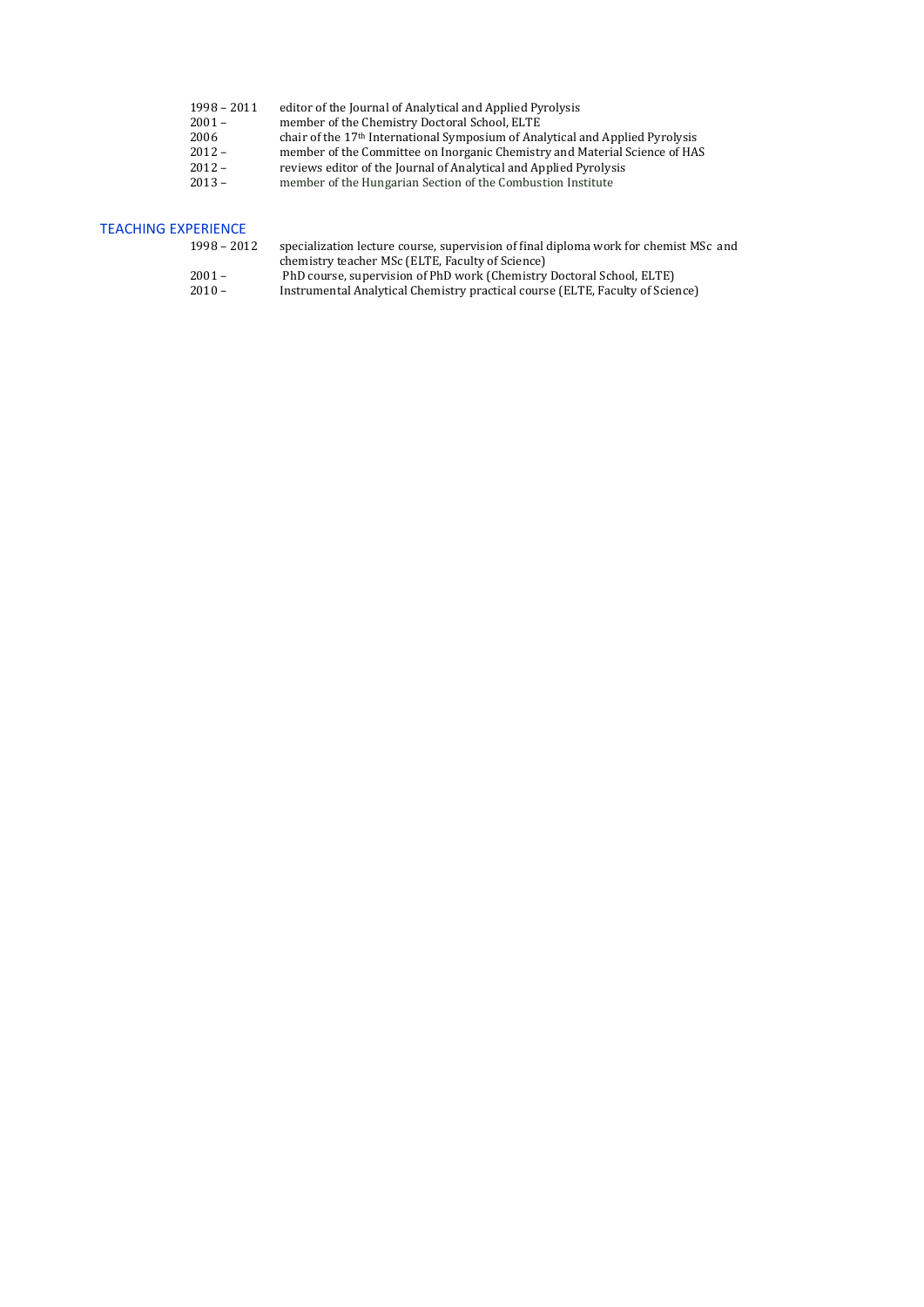| | |
|---|---|
| 1998 – 2011 | editor of the Journal of Analytical and Applied Pyrolysis |
| 2001 – | member of the Chemistry Doctoral School, ELTE |
| 2006 | chair of the 17th International Symposium of Analytical and Applied Pyrolysis |
| 2012 – | member of the Committee on Inorganic Chemistry and Material Science of HAS |
| 2012 – | reviews editor of the Journal of Analytical and Applied Pyrolysis |
| 2013 – | member of the Hungarian Section of the Combustion Institute |

## TEACHING EXPERIENCE

| | |
|---|---|
| 1998 – 2012 | specialization lecture course, supervision of final diploma work for chemist MSc and chemistry teacher MSc (ELTE, Faculty of Science) |
| 2001 – | PhD course, supervision of PhD work (Chemistry Doctoral School, ELTE) |
| 2010 – | Instrumental Analytical Chemistry practical course (ELTE, Faculty of Science) |